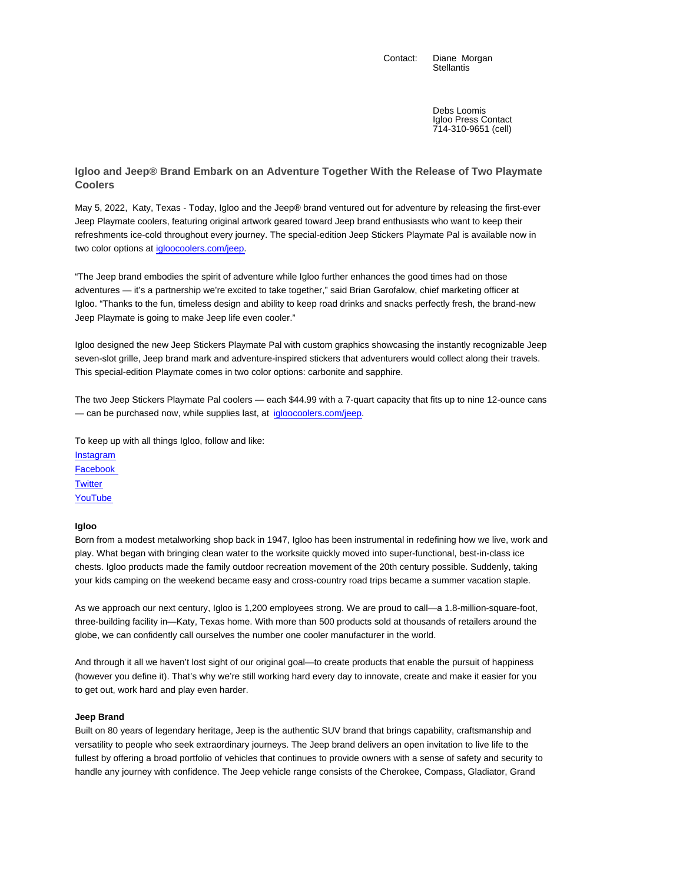Contact: Diane Morgan
Stellantis

Debs Loomis
Igloo Press Contact
714-310-9651 (cell)

## Igloo and Jeep® Brand Embark on an Adventure Together With the Release of Two Playmate Coolers

May 5, 2022, Katy, Texas - Today, Igloo and the Jeep® brand ventured out for adventure by releasing the first-ever Jeep Playmate coolers, featuring original artwork geared toward Jeep brand enthusiasts who want to keep their refreshments ice-cold throughout every journey. The special-edition Jeep Stickers Playmate Pal is available now in two color options at [igloocoolers.com/jeep](igloocoolers.com/jeep).

"The Jeep brand embodies the spirit of adventure while Igloo further enhances the good times had on those adventures — it's a partnership we're excited to take together," said Brian Garofalow, chief marketing officer at Igloo. "Thanks to the fun, timeless design and ability to keep road drinks and snacks perfectly fresh, the brand-new Jeep Playmate is going to make Jeep life even cooler."

Igloo designed the new Jeep Stickers Playmate Pal with custom graphics showcasing the instantly recognizable Jeep seven-slot grille, Jeep brand mark and adventure-inspired stickers that adventurers would collect along their travels. This special-edition Playmate comes in two color options: carbonite and sapphire.

The two Jeep Stickers Playmate Pal coolers — each $44.99 with a 7-quart capacity that fits up to nine 12-ounce cans — can be purchased now, while supplies last, at [igloocoolers.com/jeep](igloocoolers.com/jeep).

To keep up with all things Igloo, follow and like:
Instagram
Facebook
Twitter
YouTube

**Igloo**
Born from a modest metalworking shop back in 1947, Igloo has been instrumental in redefining how we live, work and play. What began with bringing clean water to the worksite quickly moved into super-functional, best-in-class ice chests. Igloo products made the family outdoor recreation movement of the 20th century possible. Suddenly, taking your kids camping on the weekend became easy and cross-country road trips became a summer vacation staple.

As we approach our next century, Igloo is 1,200 employees strong. We are proud to call—a 1.8-million-square-foot, three-building facility in—Katy, Texas home. With more than 500 products sold at thousands of retailers around the globe, we can confidently call ourselves the number one cooler manufacturer in the world.

And through it all we haven't lost sight of our original goal—to create products that enable the pursuit of happiness (however you define it). That's why we're still working hard every day to innovate, create and make it easier for you to get out, work hard and play even harder.

**Jeep Brand**
Built on 80 years of legendary heritage, Jeep is the authentic SUV brand that brings capability, craftsmanship and versatility to people who seek extraordinary journeys. The Jeep brand delivers an open invitation to live life to the fullest by offering a broad portfolio of vehicles that continues to provide owners with a sense of safety and security to handle any journey with confidence. The Jeep vehicle range consists of the Cherokee, Compass, Gladiator, Grand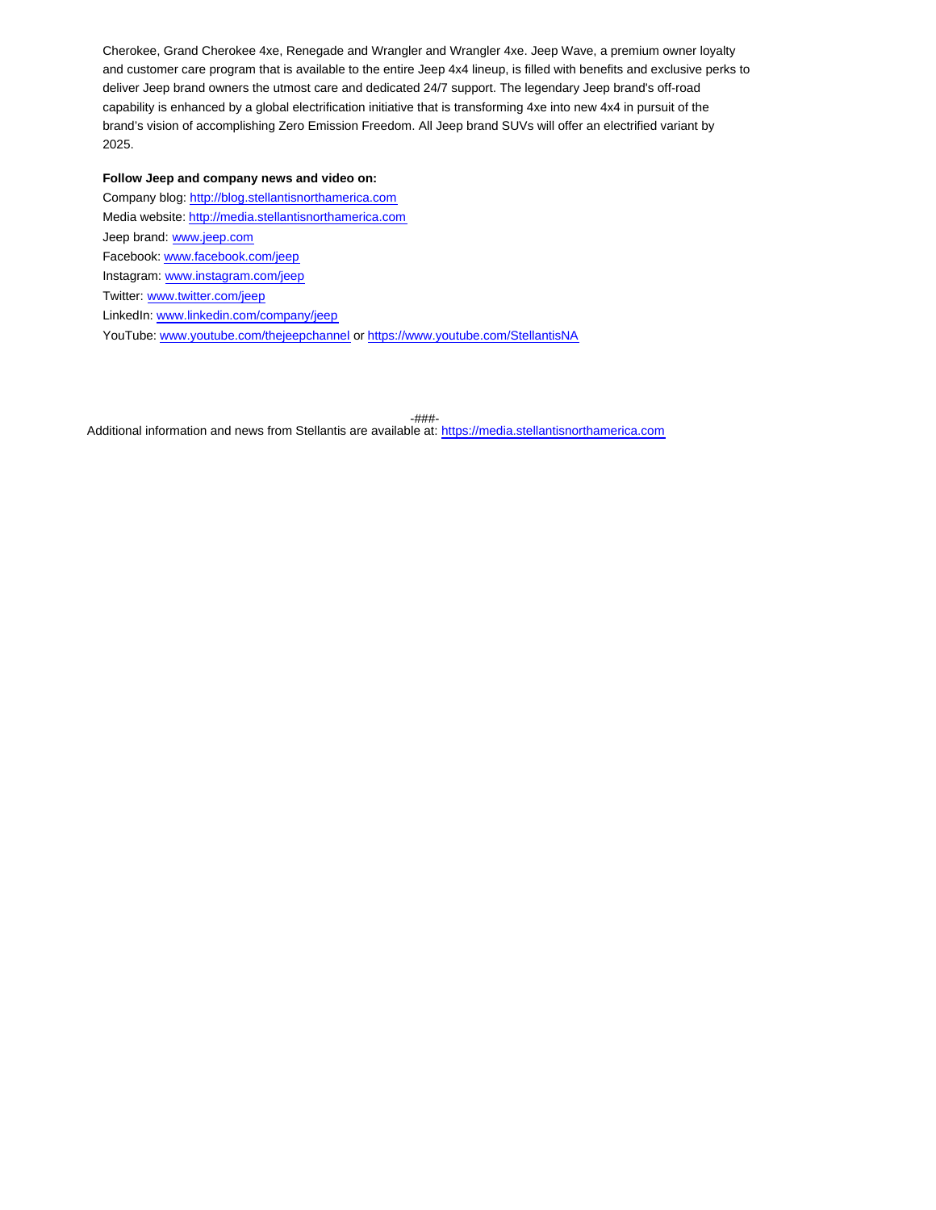Cherokee, Grand Cherokee 4xe, Renegade and Wrangler and Wrangler 4xe. Jeep Wave, a premium owner loyalty and customer care program that is available to the entire Jeep 4x4 lineup, is filled with benefits and exclusive perks to deliver Jeep brand owners the utmost care and dedicated 24/7 support. The legendary Jeep brand's off-road capability is enhanced by a global electrification initiative that is transforming 4xe into new 4x4 in pursuit of the brand's vision of accomplishing Zero Emission Freedom. All Jeep brand SUVs will offer an electrified variant by 2025.

**Follow Jeep and company news and video on:**

Company blog: http://blog.stellantisnorthamerica.com
Media website: http://media.stellantisnorthamerica.com
Jeep brand: www.jeep.com
Facebook: www.facebook.com/jeep
Instagram: www.instagram.com/jeep
Twitter: www.twitter.com/jeep
LinkedIn: www.linkedin.com/company/jeep
YouTube: www.youtube.com/thejeepchannel or https://www.youtube.com/StellantisNA

-###-

Additional information and news from Stellantis are available at: https://media.stellantisnorthamerica.com